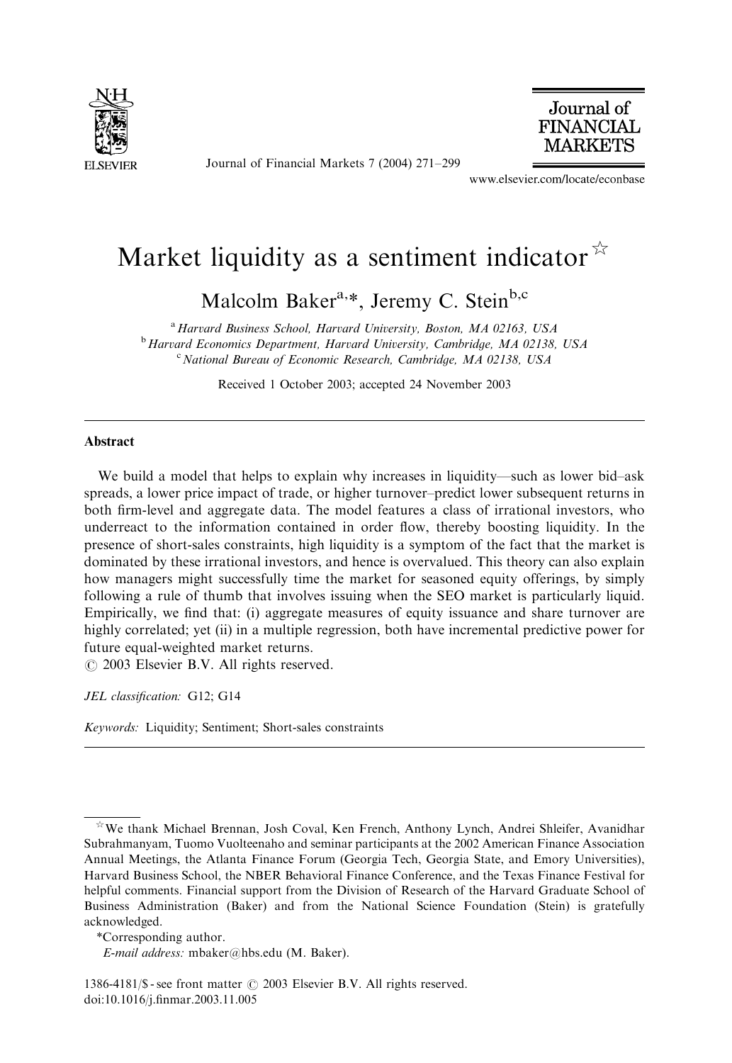# Market liquidity as a sentiment indicator ☆

Malcolm Baker[a,*], Jeremy C. Stein[b,c]

[a] Harvard Business School, Harvard University, Boston, MA 02163, USA
[b] Harvard Economics Department, Harvard University, Cambridge, MA 02138, USA
[c] National Bureau of Economic Research, Cambridge, MA 02138, USA

Received 1 October 2003; accepted 24 November 2003

## Abstract

We build a model that helps to explain why increases in liquidity—such as lower bid–ask spreads, a lower price impact of trade, or higher turnover–predict lower subsequent returns in both firm-level and aggregate data. The model features a class of irrational investors, who underreact to the information contained in order flow, thereby boosting liquidity. In the presence of short-sales constraints, high liquidity is a symptom of the fact that the market is dominated by these irrational investors, and hence is overvalued. This theory can also explain how managers might successfully time the market for seasoned equity offerings, by simply following a rule of thumb that involves issuing when the SEO market is particularly liquid. Empirically, we find that: (i) aggregate measures of equity issuance and share turnover are highly correlated; yet (ii) in a multiple regression, both have incremental predictive power for future equal-weighted market returns.
© 2003 Elsevier B.V. All rights reserved.

*JEL classification:* G12; G14

*Keywords:* Liquidity; Sentiment; Short-sales constraints

---

☆ We thank Michael Brennan, Josh Coval, Ken French, Anthony Lynch, Andrei Shleifer, Avanidhar Subrahmanyam, Tuomo Vuolteenaho and seminar participants at the 2002 American Finance Association Annual Meetings, the Atlanta Finance Forum (Georgia Tech, Georgia State, and Emory Universities), Harvard Business School, the NBER Behavioral Finance Conference, and the Texas Finance Festival for helpful comments. Financial support from the Division of Research of the Harvard Graduate School of Business Administration (Baker) and from the National Science Foundation (Stein) is gratefully acknowledged.

*Corresponding author.

*E-mail address:* mbaker@hbs.edu (M. Baker).

1386-4181/$ - see front matter © 2003 Elsevier B.V. All rights reserved.
doi:10.1016/j.finmar.2003.11.005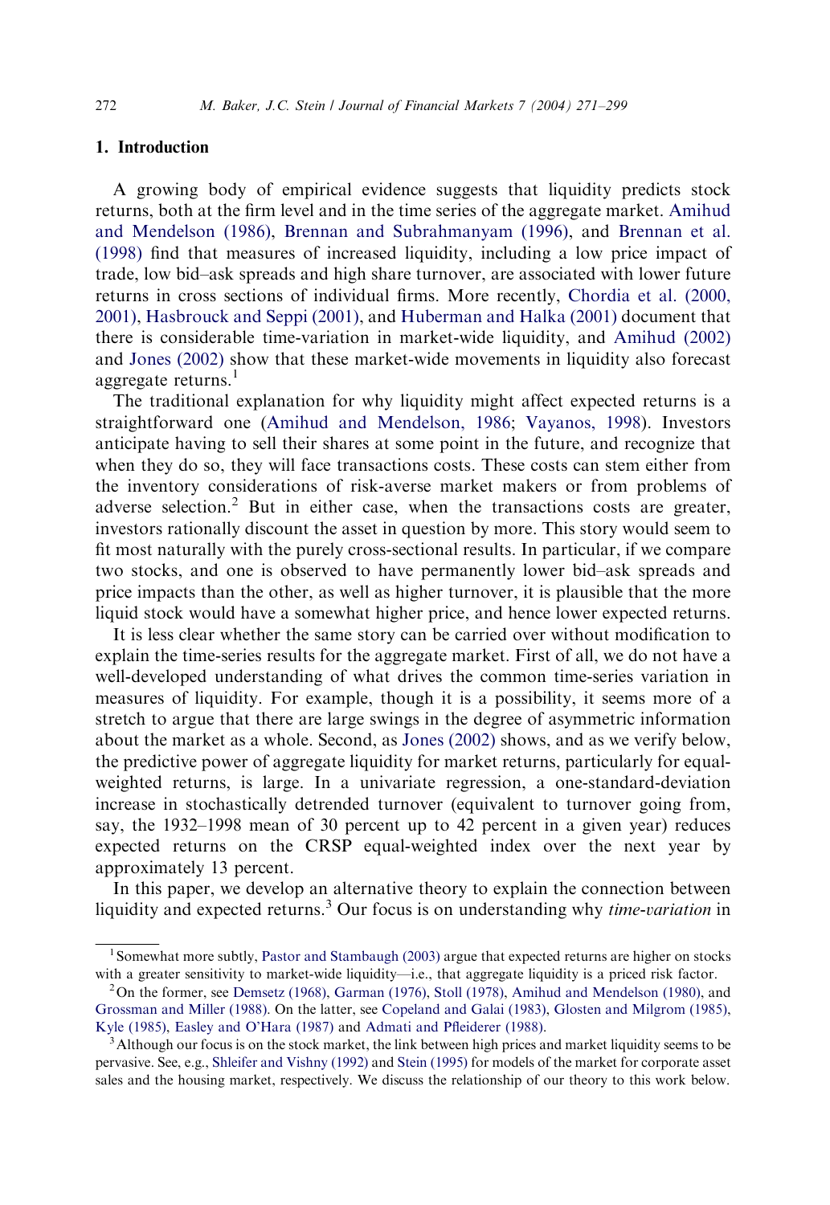## 1. Introduction

A growing body of empirical evidence suggests that liquidity predicts stock returns, both at the firm level and in the time series of the aggregate market. Amihud and Mendelson (1986), Brennan and Subrahmanyam (1996), and Brennan et al. (1998) find that measures of increased liquidity, including a low price impact of trade, low bid–ask spreads and high share turnover, are associated with lower future returns in cross sections of individual firms. More recently, Chordia et al. (2000, 2001), Hasbrouck and Seppi (2001), and Huberman and Halka (2001) document that there is considerable time-variation in market-wide liquidity, and Amihud (2002) and Jones (2002) show that these market-wide movements in liquidity also forecast aggregate returns.[1]

The traditional explanation for why liquidity might affect expected returns is a straightforward one (Amihud and Mendelson, 1986; Vayanos, 1998). Investors anticipate having to sell their shares at some point in the future, and recognize that when they do so, they will face transactions costs. These costs can stem either from the inventory considerations of risk-averse market makers or from problems of adverse selection.[2] But in either case, when the transactions costs are greater, investors rationally discount the asset in question by more. This story would seem to fit most naturally with the purely cross-sectional results. In particular, if we compare two stocks, and one is observed to have permanently lower bid–ask spreads and price impacts than the other, as well as higher turnover, it is plausible that the more liquid stock would have a somewhat higher price, and hence lower expected returns.

It is less clear whether the same story can be carried over without modification to explain the time-series results for the aggregate market. First of all, we do not have a well-developed understanding of what drives the common time-series variation in measures of liquidity. For example, though it is a possibility, it seems more of a stretch to argue that there are large swings in the degree of asymmetric information about the market as a whole. Second, as Jones (2002) shows, and as we verify below, the predictive power of aggregate liquidity for market returns, particularly for equal-weighted returns, is large. In a univariate regression, a one-standard-deviation increase in stochastically detrended turnover (equivalent to turnover going from, say, the 1932–1998 mean of 30 percent up to 42 percent in a given year) reduces expected returns on the CRSP equal-weighted index over the next year by approximately 13 percent.

In this paper, we develop an alternative theory to explain the connection between liquidity and expected returns.[3] Our focus is on understanding why *time-variation* in

[1] Somewhat more subtly, Pastor and Stambaugh (2003) argue that expected returns are higher on stocks with a greater sensitivity to market-wide liquidity—i.e., that aggregate liquidity is a priced risk factor.

[2] On the former, see Demsetz (1968), Garman (1976), Stoll (1978), Amihud and Mendelson (1980), and Grossman and Miller (1988). On the latter, see Copeland and Galai (1983), Glosten and Milgrom (1985), Kyle (1985), Easley and O'Hara (1987) and Admati and Pfleiderer (1988).

[3] Although our focus is on the stock market, the link between high prices and market liquidity seems to be pervasive. See, e.g., Shleifer and Vishny (1992) and Stein (1995) for models of the market for corporate asset sales and the housing market, respectively. We discuss the relationship of our theory to this work below.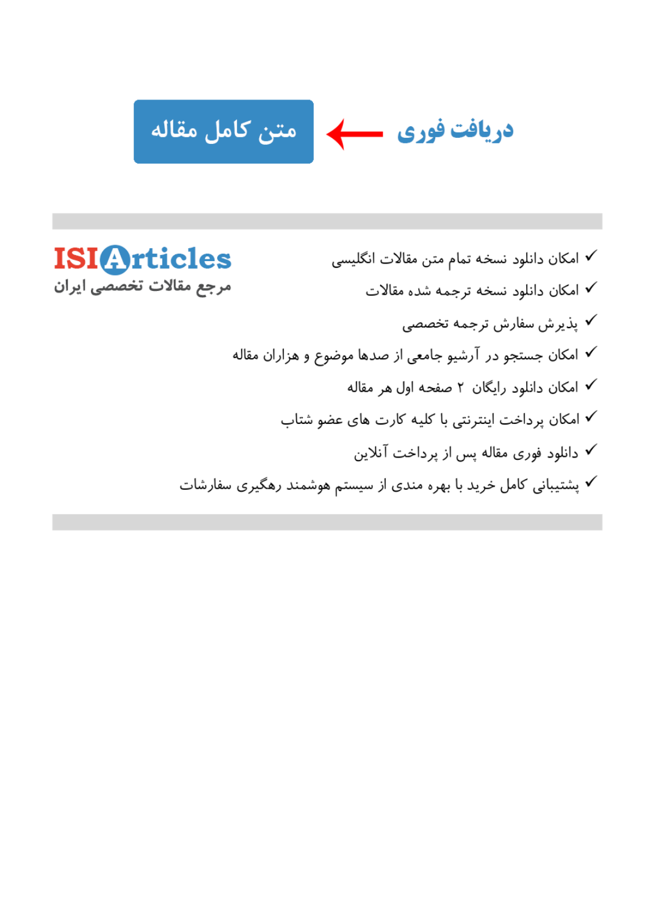دریافت فوری ← **متن کامل مقاله**

**ISIArticles**

مرجع مقالات تخصصی ایران

- ✓ امکان دانلود نسخه تمام متن مقالات انگلیسی
- ✓ امکان دانلود نسخه ترجمه شده مقالات
- ✓ پذیرش سفارش ترجمه تخصصی
- ✓ امکان جستجو در آرشیو جامعی از صدها موضوع و هزاران مقاله
- ✓ امکان دانلود رایگان ۲ صفحه اول هر مقاله
- ✓ امکان پرداخت اینترنتی با کلیه کارت های عضو شتاب
- ✓ دانلود فوری مقاله پس از پرداخت آنلاین
- ✓ پشتیبانی کامل خرید با بهره مندی از سیستم هوشمند رهگیری سفارشات